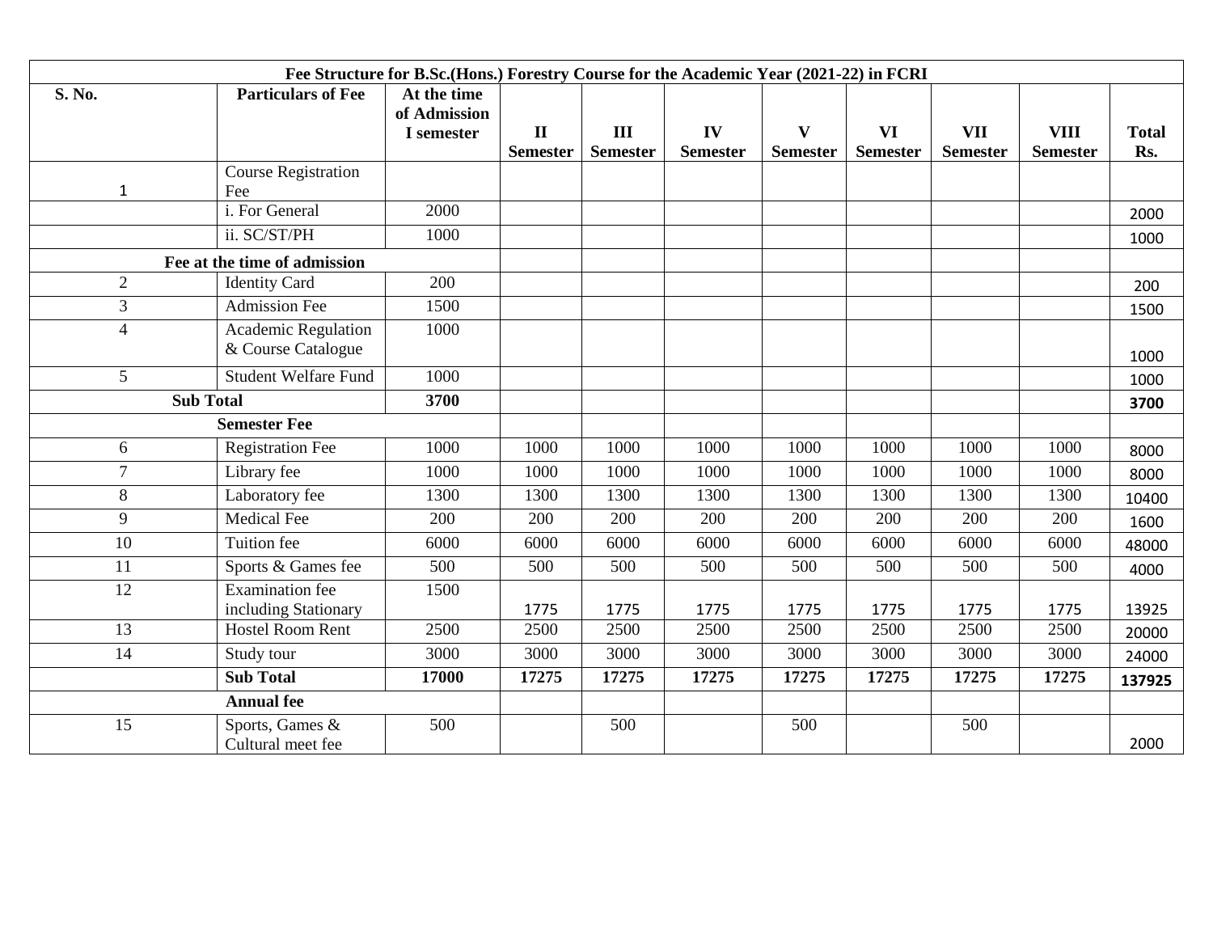| Fee Structure for B.Sc.(Hons.) Forestry Course for the Academic Year (2021-22) in FCRI | | | | | | | | | | |
|---|---|---|---|---|---|---|---|---|---|---|
| **S. No.** | **Particulars of Fee** | **At the time of Admission I semester** | **II Semester** | **III Semester** | **IV Semester** | **V Semester** | **VI Semester** | **VII Semester** | **VIII Semester** | **Total Rs.** |
| 1 | Course Registration Fee | | | | | | | | | |
| | i. For General | 2000 | | | | | | | | 2000 |
| | ii. SC/ST/PH | 1000 | | | | | | | | 1000 |
| **Fee at the time of admission** | | | | | | | | | | |
| 2 | Identity Card | 200 | | | | | | | | 200 |
| 3 | Admission Fee | 1500 | | | | | | | | 1500 |
| 4 | Academic Regulation & Course Catalogue | 1000 | | | | | | | | 1000 |
| 5 | Student Welfare Fund | 1000 | | | | | | | | 1000 |
| **Sub Total** | | **3700** | | | | | | | | **3700** |
| | **Semester Fee** | | | | | | | | | |
| 6 | Registration Fee | 1000 | 1000 | 1000 | 1000 | 1000 | 1000 | 1000 | 1000 | 8000 |
| 7 | Library fee | 1000 | 1000 | 1000 | 1000 | 1000 | 1000 | 1000 | 1000 | 8000 |
| 8 | Laboratory fee | 1300 | 1300 | 1300 | 1300 | 1300 | 1300 | 1300 | 1300 | 10400 |
| 9 | Medical Fee | 200 | 200 | 200 | 200 | 200 | 200 | 200 | 200 | 1600 |
| 10 | Tuition fee | 6000 | 6000 | 6000 | 6000 | 6000 | 6000 | 6000 | 6000 | 48000 |
| 11 | Sports & Games fee | 500 | 500 | 500 | 500 | 500 | 500 | 500 | 500 | 4000 |
| 12 | Examination fee including Stationary | 1500 | 1775 | 1775 | 1775 | 1775 | 1775 | 1775 | 1775 | 13925 |
| 13 | Hostel Room Rent | 2500 | 2500 | 2500 | 2500 | 2500 | 2500 | 2500 | 2500 | 20000 |
| 14 | Study tour | 3000 | 3000 | 3000 | 3000 | 3000 | 3000 | 3000 | 3000 | 24000 |
| | **Sub Total** | **17000** | **17275** | **17275** | **17275** | **17275** | **17275** | **17275** | **17275** | **137925** |
| | **Annual fee** | | | | | | | | | |
| 15 | Sports, Games & Cultural meet fee | 500 | | 500 | | 500 | | 500 | | 2000 |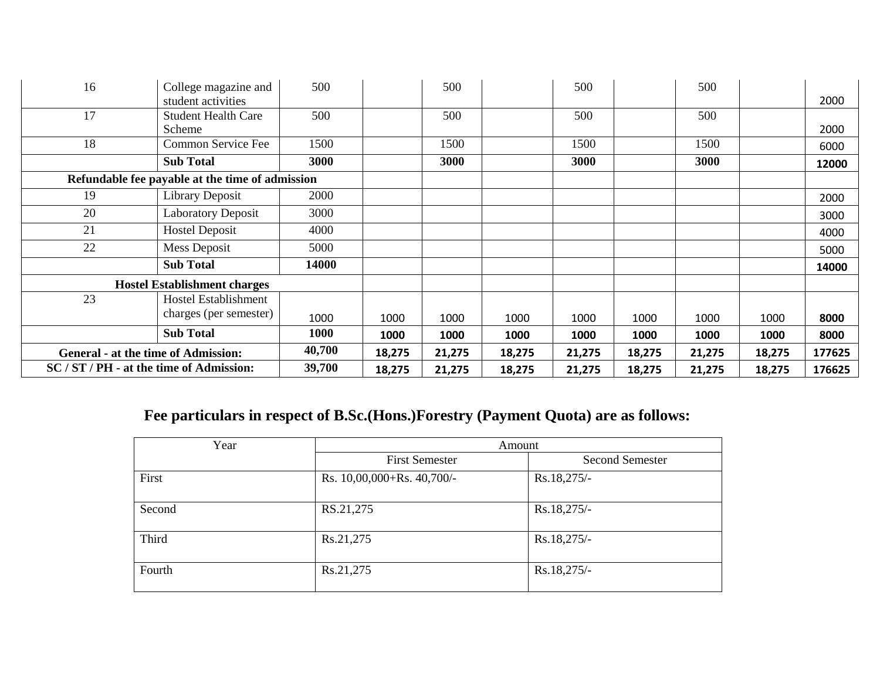| 16 | College magazine and student activities | 500 | | 500 | | 500 | | 500 | | 2000 |
|---|---|---|---|---|---|---|---|---|---|---|
| 17 | Student Health Care Scheme | 500 | | 500 | | 500 | | 500 | | 2000 |
| 18 | Common Service Fee | 1500 | | 1500 | | 1500 | | 1500 | | 6000 |
| | **Sub Total** | **3000** | | **3000** | | **3000** | | **3000** | | **12000** |
| **Refundable fee payable at the time of admission** | | | | | | | | | | |
| 19 | Library Deposit | 2000 | | | | | | | | 2000 |
| 20 | Laboratory Deposit | 3000 | | | | | | | | 3000 |
| 21 | Hostel Deposit | 4000 | | | | | | | | 4000 |
| 22 | Mess Deposit | 5000 | | | | | | | | 5000 |
| | **Sub Total** | **14000** | | | | | | | | **14000** |
| **Hostel Establishment charges** | | | | | | | | | | |
| 23 | Hostel Establishment charges (per semester) | 1000 | 1000 | 1000 | 1000 | 1000 | 1000 | 1000 | 1000 | **8000** |
| | **Sub Total** | **1000** | **1000** | **1000** | **1000** | **1000** | **1000** | **1000** | **1000** | **8000** |
| **General - at the time of Admission:** | | **40,700** | **18,275** | **21,275** | **18,275** | **21,275** | **18,275** | **21,275** | **18,275** | **177625** |
| **SC / ST / PH - at the time of Admission:** | | **39,700** | **18,275** | **21,275** | **18,275** | **21,275** | **18,275** | **21,275** | **18,275** | **176625** |

## Fee particulars in respect of B.Sc.(Hons.)Forestry (Payment Quota) are as follows:

| Year | Amount | |
|---|---|---|
| | First Semester | Second Semester |
| First | Rs. 10,00,000+Rs. 40,700/- | Rs.18,275/- |
| Second | RS.21,275 | Rs.18,275/- |
| Third | Rs.21,275 | Rs.18,275/- |
| Fourth | Rs.21,275 | Rs.18,275/- |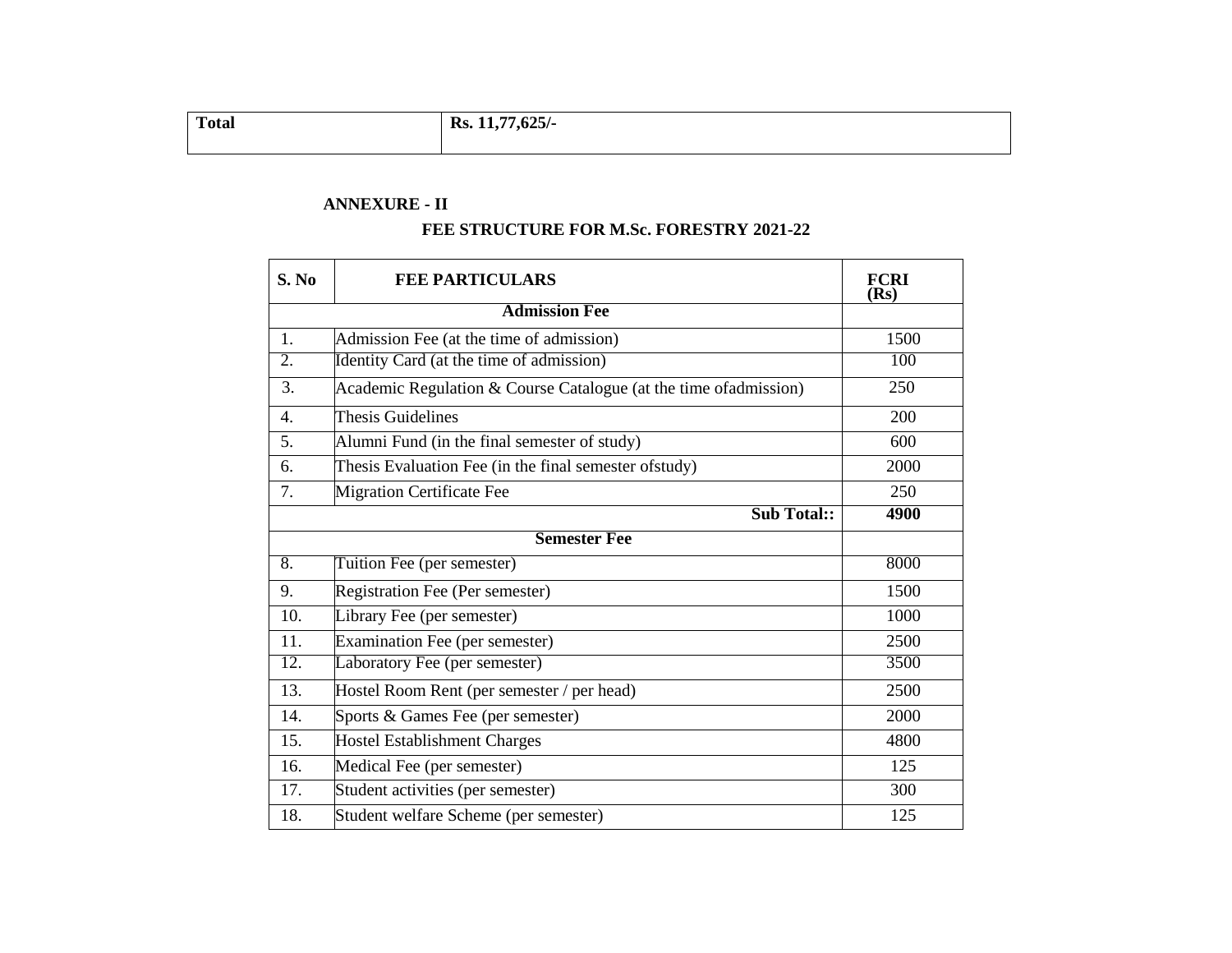| Total | Rs. 11,77,625/- |
|---|---|

**ANNEXURE - II**

**FEE STRUCTURE FOR M.Sc. FORESTRY 2021-22**

| S. No | FEE PARTICULARS | FCRI (Rs) |
|---|---|---|
| | **Admission Fee** | |
| 1. | Admission Fee (at the time of admission) | 1500 |
| 2. | Identity Card (at the time of admission) | 100 |
| 3. | Academic Regulation & Course Catalogue (at the time ofadmission) | 250 |
| 4. | Thesis Guidelines | 200 |
| 5. | Alumni Fund (in the final semester of study) | 600 |
| 6. | Thesis Evaluation Fee (in the final semester ofstudy) | 2000 |
| 7. | Migration Certificate Fee | 250 |
| | **Sub Total::** | **4900** |
| | **Semester Fee** | |
| 8. | Tuition Fee (per semester) | 8000 |
| 9. | Registration Fee (Per semester) | 1500 |
| 10. | Library Fee (per semester) | 1000 |
| 11. | Examination Fee (per semester) | 2500 |
| 12. | Laboratory Fee (per semester) | 3500 |
| 13. | Hostel Room Rent (per semester / per head) | 2500 |
| 14. | Sports & Games Fee (per semester) | 2000 |
| 15. | Hostel Establishment Charges | 4800 |
| 16. | Medical Fee (per semester) | 125 |
| 17. | Student activities (per semester) | 300 |
| 18. | Student welfare Scheme (per semester) | 125 |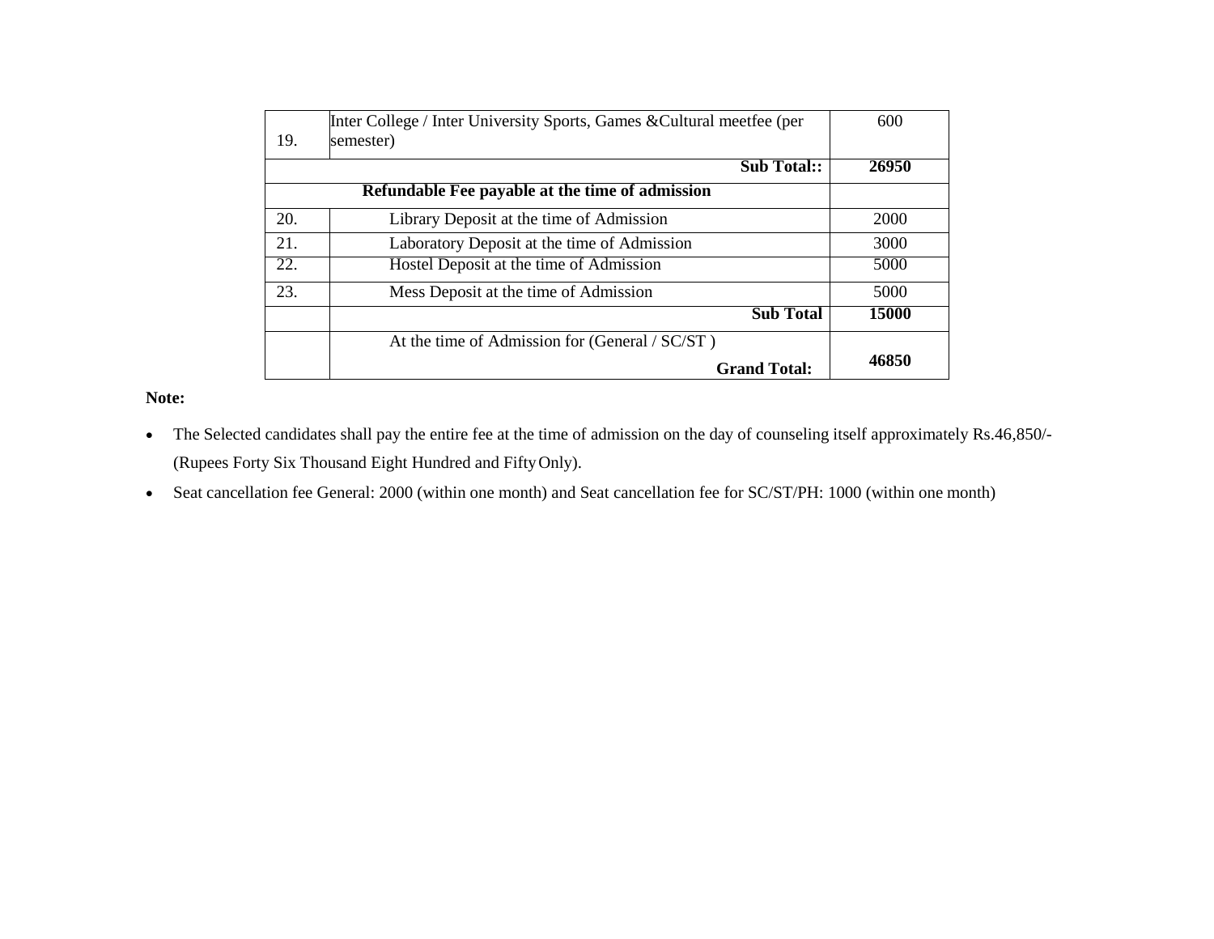| | | |
|---|---|---|
| 19. | Inter College / Inter University Sports, Games &Cultural meetfee (per semester) | 600 |
| | **Sub Total::** | **26950** |
| | **Refundable Fee payable at the time of admission** | |
| 20. | Library Deposit at the time of Admission | 2000 |
| 21. | Laboratory Deposit at the time of Admission | 3000 |
| 22. | Hostel Deposit at the time of Admission | 5000 |
| 23. | Mess Deposit at the time of Admission | 5000 |
| | **Sub Total** | **15000** |
| | At the time of Admission for (General / SC/ST ) **Grand Total:** | **46850** |

**Note:**

- The Selected candidates shall pay the entire fee at the time of admission on the day of counseling itself approximately Rs.46,850/- (Rupees Forty Six Thousand Eight Hundred and Fifty Only).
- Seat cancellation fee General: 2000 (within one month) and Seat cancellation fee for SC/ST/PH: 1000 (within one month)